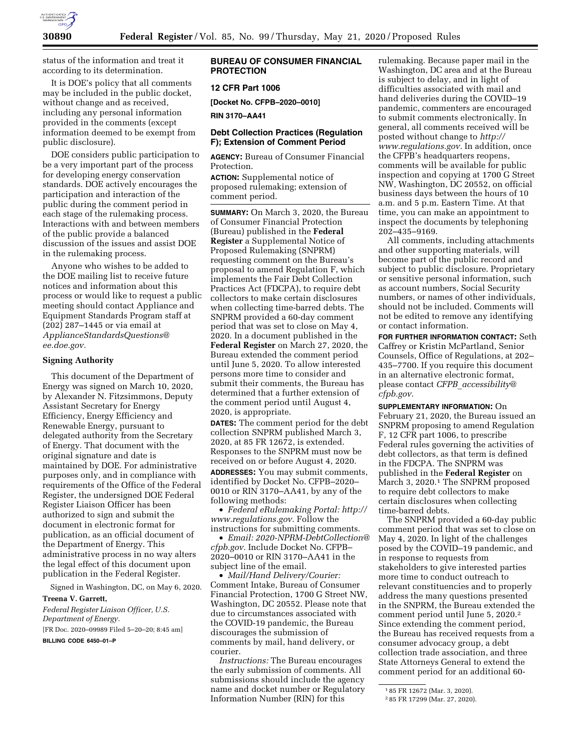status of the information and treat it according to its determination.

It is DOE's policy that all comments may be included in the public docket, without change and as received, including any personal information provided in the comments (except information deemed to be exempt from public disclosure).

DOE considers public participation to be a very important part of the process for developing energy conservation standards. DOE actively encourages the participation and interaction of the public during the comment period in each stage of the rulemaking process. Interactions with and between members of the public provide a balanced discussion of the issues and assist DOE in the rulemaking process.

Anyone who wishes to be added to the DOE mailing list to receive future notices and information about this process or would like to request a public meeting should contact Appliance and Equipment Standards Program staff at (202) 287–1445 or via email at *ApplianceStandardsQuestions@ee.doe.gov.*

## Signing Authority

This document of the Department of Energy was signed on March 10, 2020, by Alexander N. Fitzsimmons, Deputy Assistant Secretary for Energy Efficiency, Energy Efficiency and Renewable Energy, pursuant to delegated authority from the Secretary of Energy. That document with the original signature and date is maintained by DOE. For administrative purposes only, and in compliance with requirements of the Office of the Federal Register, the undersigned DOE Federal Register Liaison Officer has been authorized to sign and submit the document in electronic format for publication, as an official document of the Department of Energy. This administrative process in no way alters the legal effect of this document upon publication in the Federal Register.

Signed in Washington, DC, on May 6, 2020.

**Treena V. Garrett,**

*Federal Register Liaison Officer, U.S. Department of Energy.*

[FR Doc. 2020–09989 Filed 5–20–20; 8:45 am]

**BILLING CODE 6450–01–P**

## BUREAU OF CONSUMER FINANCIAL PROTECTION

### 12 CFR Part 1006

**[Docket No. CFPB–2020–0010]**

**RIN 3170–AA41**

### Debt Collection Practices (Regulation F); Extension of Comment Period

**AGENCY:** Bureau of Consumer Financial Protection.

**ACTION:** Supplemental notice of proposed rulemaking; extension of comment period.

**SUMMARY:** On March 3, 2020, the Bureau of Consumer Financial Protection (Bureau) published in the **Federal Register** a Supplemental Notice of Proposed Rulemaking (SNPRM) requesting comment on the Bureau's proposal to amend Regulation F, which implements the Fair Debt Collection Practices Act (FDCPA), to require debt collectors to make certain disclosures when collecting time-barred debts. The SNPRM provided a 60-day comment period that was set to close on May 4, 2020. In a document published in the **Federal Register** on March 27, 2020, the Bureau extended the comment period until June 5, 2020. To allow interested persons more time to consider and submit their comments, the Bureau has determined that a further extension of the comment period until August 4, 2020, is appropriate.

**DATES:** The comment period for the debt collection SNPRM published March 3, 2020, at 85 FR 12672, is extended. Responses to the SNPRM must now be received on or before August 4, 2020.

**ADDRESSES:** You may submit comments, identified by Docket No. CFPB–2020–0010 or RIN 3170–AA41, by any of the following methods:

- *Federal eRulemaking Portal: http://www.regulations.gov.* Follow the instructions for submitting comments.
- *Email: 2020-NPRM-DebtCollection@cfpb.gov.* Include Docket No. CFPB–2020–0010 or RIN 3170–AA41 in the subject line of the email.
- *Mail/Hand Delivery/Courier:* Comment Intake, Bureau of Consumer Financial Protection, 1700 G Street NW, Washington, DC 20552. Please note that due to circumstances associated with the COVID-19 pandemic, the Bureau discourages the submission of comments by mail, hand delivery, or courier.

*Instructions:* The Bureau encourages the early submission of comments. All submissions should include the agency name and docket number or Regulatory Information Number (RIN) for this rulemaking. Because paper mail in the Washington, DC area and at the Bureau is subject to delay, and in light of difficulties associated with mail and hand deliveries during the COVID–19 pandemic, commenters are encouraged to submit comments electronically. In general, all comments received will be posted without change to *http://www.regulations.gov.* In addition, once the CFPB's headquarters reopens, comments will be available for public inspection and copying at 1700 G Street NW, Washington, DC 20552, on official business days between the hours of 10 a.m. and 5 p.m. Eastern Time. At that time, you can make an appointment to inspect the documents by telephoning 202–435–9169.

All comments, including attachments and other supporting materials, will become part of the public record and subject to public disclosure. Proprietary or sensitive personal information, such as account numbers, Social Security numbers, or names of other individuals, should not be included. Comments will not be edited to remove any identifying or contact information.

**FOR FURTHER INFORMATION CONTACT:** Seth Caffrey or Kristin McPartland, Senior Counsels, Office of Regulations, at 202–435–7700. If you require this document in an alternative electronic format, please contact *CFPB_accessibility@cfpb.gov*.

**SUPPLEMENTARY INFORMATION:** On February 21, 2020, the Bureau issued an SNPRM proposing to amend Regulation F, 12 CFR part 1006, to prescribe Federal rules governing the activities of debt collectors, as that term is defined in the FDCPA. The SNPRM was published in the **Federal Register** on March 3, 2020.[1] The SNPRM proposed to require debt collectors to make certain disclosures when collecting time-barred debts.

The SNPRM provided a 60-day public comment period that was set to close on May 4, 2020. In light of the challenges posed by the COVID–19 pandemic, and in response to requests from stakeholders to give interested parties more time to conduct outreach to relevant constituencies and to properly address the many questions presented in the SNPRM, the Bureau extended the comment period until June 5, 2020.[2] Since extending the comment period, the Bureau has received requests from a consumer advocacy group, a debt collection trade association, and three State Attorneys General to extend the comment period for an additional 60-

[1] 85 FR 12672 (Mar. 3, 2020).

[2] 85 FR 17299 (Mar. 27, 2020).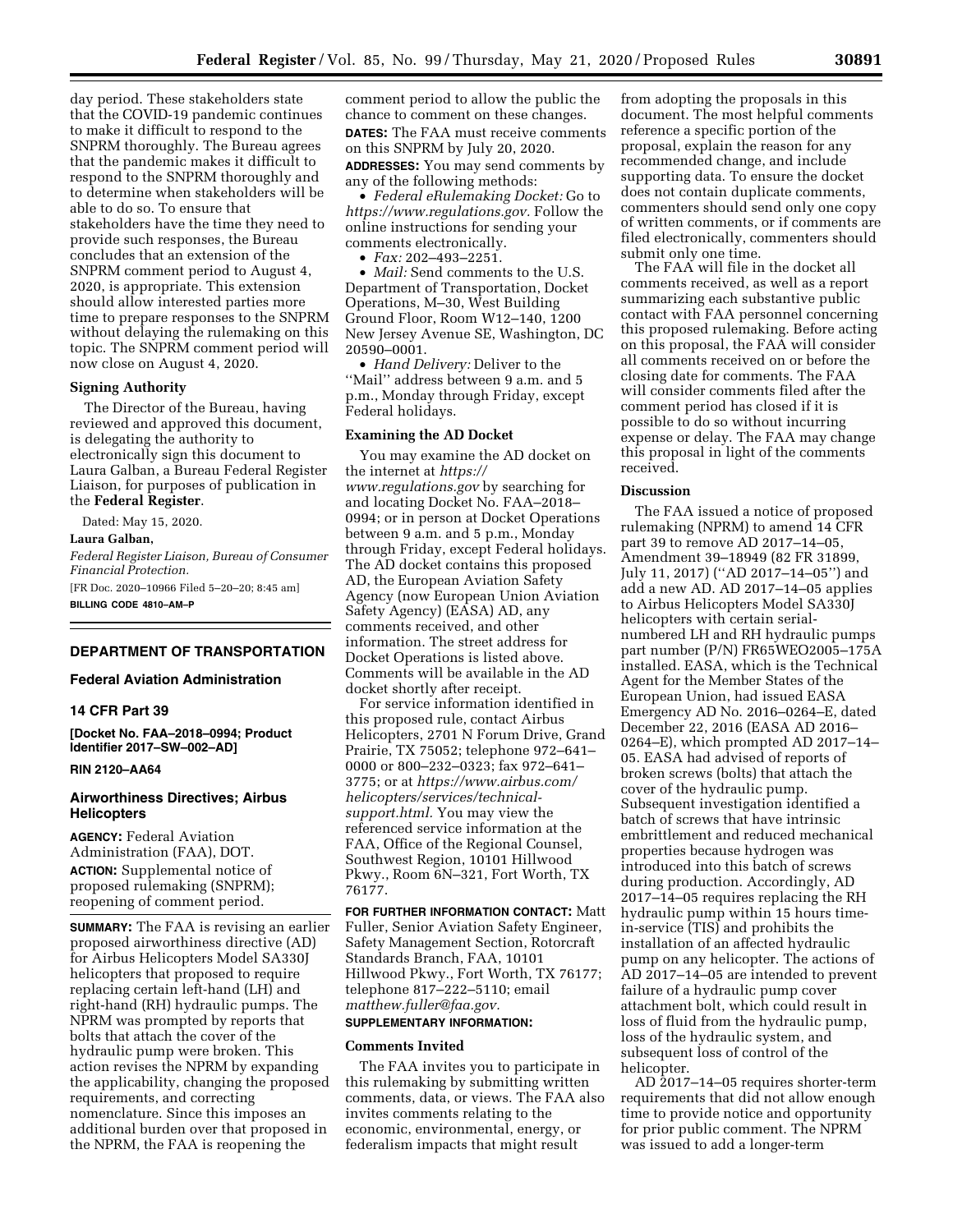day period. These stakeholders state that the COVID-19 pandemic continues to make it difficult to respond to the SNPRM thoroughly. The Bureau agrees that the pandemic makes it difficult to respond to the SNPRM thoroughly and to determine when stakeholders will be able to do so. To ensure that stakeholders have the time they need to provide such responses, the Bureau concludes that an extension of the SNPRM comment period to August 4, 2020, is appropriate. This extension should allow interested parties more time to prepare responses to the SNPRM without delaying the rulemaking on this topic. The SNPRM comment period will now close on August 4, 2020.

**Signing Authority**

The Director of the Bureau, having reviewed and approved this document, is delegating the authority to electronically sign this document to Laura Galban, a Bureau Federal Register Liaison, for purposes of publication in the **Federal Register**.

Dated: May 15, 2020.

**Laura Galban,**

*Federal Register Liaison, Bureau of Consumer Financial Protection.*

[FR Doc. 2020–10966 Filed 5–20–20; 8:45 am]

**BILLING CODE 4810–AM–P**

---

## DEPARTMENT OF TRANSPORTATION

### Federal Aviation Administration

### 14 CFR Part 39

**[Docket No. FAA–2018–0994; Product Identifier 2017–SW–002–AD]**

**RIN 2120–AA64**

### Airworthiness Directives; Airbus Helicopters

**AGENCY:** Federal Aviation Administration (FAA), DOT.

**ACTION:** Supplemental notice of proposed rulemaking (SNPRM); reopening of comment period.

**SUMMARY:** The FAA is revising an earlier proposed airworthiness directive (AD) for Airbus Helicopters Model SA330J helicopters that proposed to require replacing certain left-hand (LH) and right-hand (RH) hydraulic pumps. The NPRM was prompted by reports that bolts that attach the cover of the hydraulic pump were broken. This action revises the NPRM by expanding the applicability, changing the proposed requirements, and correcting nomenclature. Since this imposes an additional burden over that proposed in the NPRM, the FAA is reopening the comment period to allow the public the chance to comment on these changes.

**DATES:** The FAA must receive comments on this SNPRM by July 20, 2020.

**ADDRESSES:** You may send comments by any of the following methods:

- *Federal eRulemaking Docket:* Go to *https://www.regulations.gov.* Follow the online instructions for sending your comments electronically.
- *Fax:* 202–493–2251.
- *Mail:* Send comments to the U.S. Department of Transportation, Docket Operations, M–30, West Building Ground Floor, Room W12–140, 1200 New Jersey Avenue SE, Washington, DC 20590–0001.
- *Hand Delivery:* Deliver to the "Mail" address between 9 a.m. and 5 p.m., Monday through Friday, except Federal holidays.

**Examining the AD Docket**

You may examine the AD docket on the internet at *https://www.regulations.gov* by searching for and locating Docket No. FAA–2018–0994; or in person at Docket Operations between 9 a.m. and 5 p.m., Monday through Friday, except Federal holidays. The AD docket contains this proposed AD, the European Aviation Safety Agency (now European Union Aviation Safety Agency) (EASA) AD, any comments received, and other information. The street address for Docket Operations is listed above. Comments will be available in the AD docket shortly after receipt.

For service information identified in this proposed rule, contact Airbus Helicopters, 2701 N Forum Drive, Grand Prairie, TX 75052; telephone 972–641–0000 or 800–232–0323; fax 972–641–3775; or at *https://www.airbus.com/helicopters/services/technical-support.html.* You may view the referenced service information at the FAA, Office of the Regional Counsel, Southwest Region, 10101 Hillwood Pkwy., Room 6N–321, Fort Worth, TX 76177.

**FOR FURTHER INFORMATION CONTACT:** Matt Fuller, Senior Aviation Safety Engineer, Safety Management Section, Rotorcraft Standards Branch, FAA, 10101 Hillwood Pkwy, Fort Worth, TX 76177; telephone 817–222–5110; email *matthew.fuller@faa.gov.*

**SUPPLEMENTARY INFORMATION:**

**Comments Invited**

The FAA invites you to participate in this rulemaking by submitting written comments, data, or views. The FAA also invites comments relating to the economic, environmental, energy, or federalism impacts that might result from adopting the proposals in this document. The most helpful comments reference a specific portion of the proposal, explain the reason for any recommended change, and include supporting data. To ensure the docket does not contain duplicate comments, commenters should send only one copy of written comments, or if comments are filed electronically, commenters should submit only one time.

The FAA will file in the docket all comments received, as well as a report summarizing each substantive public contact with FAA personnel concerning this proposed rulemaking. Before acting on this proposal, the FAA will consider all comments received on or before the closing date for comments. The FAA will consider comments filed after the comment period has closed if it is possible to do so without incurring expense or delay. The FAA may change this proposal in light of the comments received.

**Discussion**

The FAA issued a notice of proposed rulemaking (NPRM) to amend 14 CFR part 39 to remove AD 2017–14–05, Amendment 39–18949 (82 FR 31899, July 11, 2017) ("AD 2017–14–05") and add a new AD. AD 2017–14–05 applies to Airbus Helicopters Model SA330J helicopters with certain serial-numbered LH and RH hydraulic pumps part number (P/N) FR65WEO2005–175A installed. EASA, which is the Technical Agent for the Member States of the European Union, had issued EASA Emergency AD No. 2016–0264–E, dated December 22, 2016 (EASA AD 2016–0264–E), which prompted AD 2017–14–05. EASA had advised of reports of broken screws (bolts) that attach the cover of the hydraulic pump. Subsequent investigation identified a batch of screws that have intrinsic embrittlement and reduced mechanical properties because hydrogen was introduced into this batch of screws during production. Accordingly, AD 2017–14–05 requires replacing the RH hydraulic pump within 15 hours time-in-service (TIS) and prohibits the installation of an affected hydraulic pump on any helicopter. The actions of AD 2017–14–05 are intended to prevent failure of a hydraulic pump cover attachment bolt, which could result in loss of fluid from the hydraulic pump, loss of the hydraulic system, and subsequent loss of control of the helicopter.

AD 2017–14–05 requires shorter-term requirements that did not allow enough time to provide notice and opportunity for prior public comment. The NPRM was issued to add a longer-term